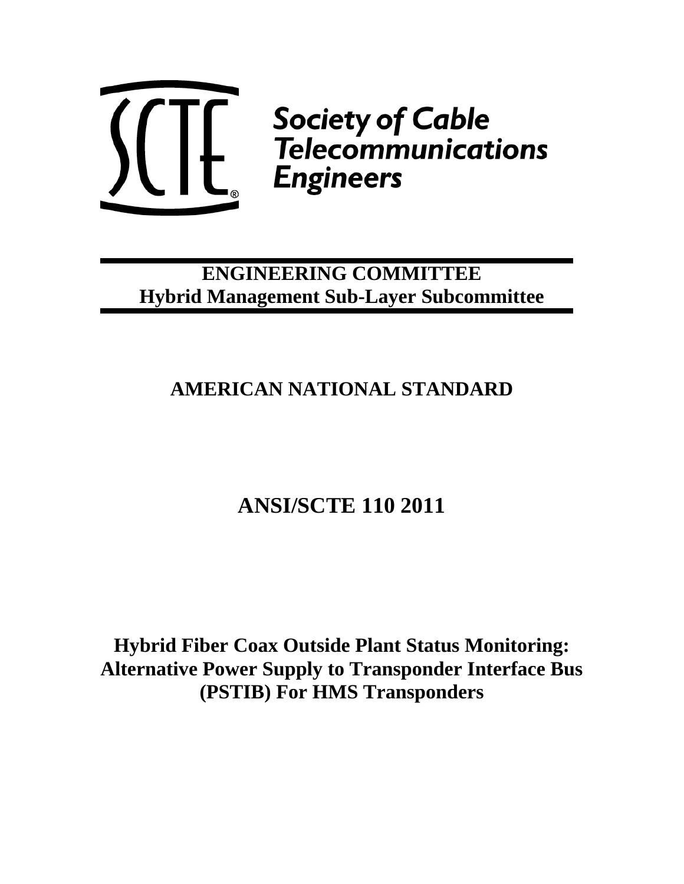Society of Cable Telecommunications Engineers

**ENGINEERING COMMITTEE**
**Hybrid Management Sub-Layer Subcommittee**

## AMERICAN NATIONAL STANDARD

# ANSI/SCTE 110 2011

## Hybrid Fiber Coax Outside Plant Status Monitoring: Alternative Power Supply to Transponder Interface Bus (PSTIB) For HMS Transponders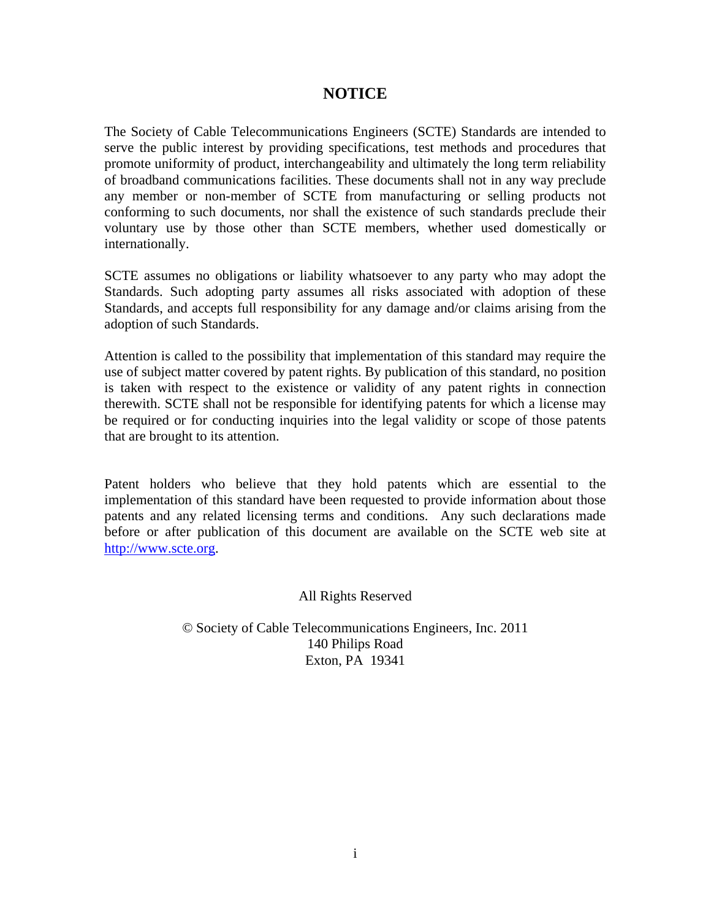# NOTICE

The Society of Cable Telecommunications Engineers (SCTE) Standards are intended to serve the public interest by providing specifications, test methods and procedures that promote uniformity of product, interchangeability and ultimately the long term reliability of broadband communications facilities. These documents shall not in any way preclude any member or non-member of SCTE from manufacturing or selling products not conforming to such documents, nor shall the existence of such standards preclude their voluntary use by those other than SCTE members, whether used domestically or internationally.

SCTE assumes no obligations or liability whatsoever to any party who may adopt the Standards. Such adopting party assumes all risks associated with adoption of these Standards, and accepts full responsibility for any damage and/or claims arising from the adoption of such Standards.

Attention is called to the possibility that implementation of this standard may require the use of subject matter covered by patent rights. By publication of this standard, no position is taken with respect to the existence or validity of any patent rights in connection therewith. SCTE shall not be responsible for identifying patents for which a license may be required or for conducting inquiries into the legal validity or scope of those patents that are brought to its attention.

Patent holders who believe that they hold patents which are essential to the implementation of this standard have been requested to provide information about those patents and any related licensing terms and conditions. Any such declarations made before or after publication of this document are available on the SCTE web site at http://www.scte.org.

All Rights Reserved

© Society of Cable Telecommunications Engineers, Inc. 2011
140 Philips Road
Exton, PA 19341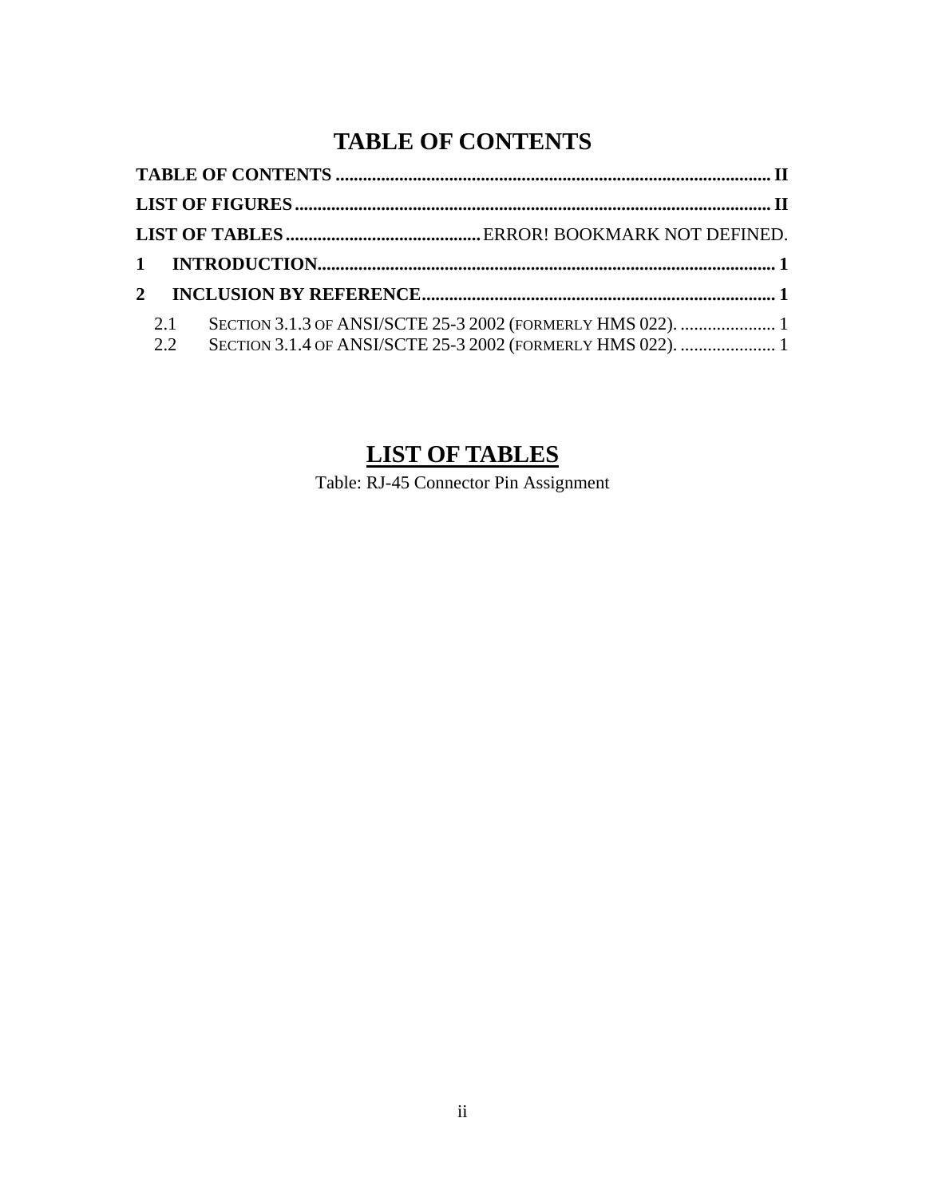# TABLE OF CONTENTS

**TABLE OF CONTENTS** ............................................................................................. **II**

**LIST OF FIGURES** ................................................................................................... **II**

**LIST OF TABLES** ........................................... ERROR! BOOKMARK NOT DEFINED.

**1 INTRODUCTION** .................................................................................................... **1**

**2 INCLUSION BY REFERENCE** ............................................................................. **1**

- 2.1 SECTION 3.1.3 OF ANSI/SCTE 25-3 2002 (FORMERLY HMS 022). ..................... 1
- 2.2 SECTION 3.1.4 OF ANSI/SCTE 25-3 2002 (FORMERLY HMS 022). ..................... 1

# LIST OF TABLES

Table: RJ-45 Connector Pin Assignment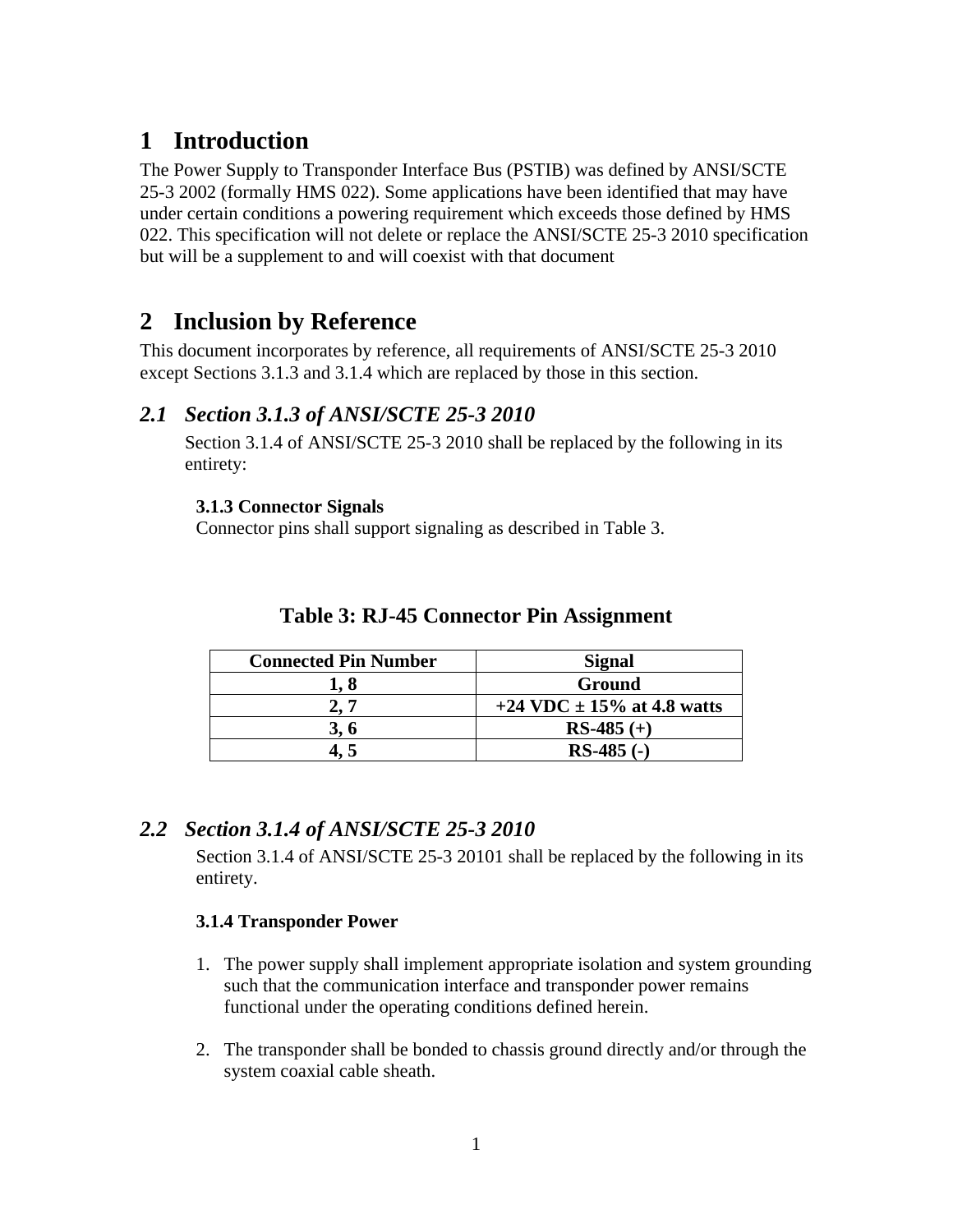# 1 Introduction

The Power Supply to Transponder Interface Bus (PSTIB) was defined by ANSI/SCTE 25-3 2002 (formally HMS 022). Some applications have been identified that may have under certain conditions a powering requirement which exceeds those defined by HMS 022. This specification will not delete or replace the ANSI/SCTE 25-3 2010 specification but will be a supplement to and will coexist with that document

# 2 Inclusion by Reference

This document incorporates by reference, all requirements of ANSI/SCTE 25-3 2010 except Sections 3.1.3 and 3.1.4 which are replaced by those in this section.

## *2.1 Section 3.1.3 of ANSI/SCTE 25-3 2010*

Section 3.1.4 of ANSI/SCTE 25-3 2010 shall be replaced by the following in its entirety:

**3.1.3 Connector Signals**
Connector pins shall support signaling as described in Table 3.

**Table 3: RJ-45 Connector Pin Assignment**

| Connected Pin Number | Signal |
|---|---|
| **1, 8** | **Ground** |
| **2, 7** | **+24 VDC ± 15% at 4.8 watts** |
| **3, 6** | **RS-485 (+)** |
| **4, 5** | **RS-485 (-)** |

## *2.2 Section 3.1.4 of ANSI/SCTE 25-3 2010*

Section 3.1.4 of ANSI/SCTE 25-3 20101 shall be replaced by the following in its entirety.

**3.1.4 Transponder Power**

1. The power supply shall implement appropriate isolation and system grounding such that the communication interface and transponder power remains functional under the operating conditions defined herein.

2. The transponder shall be bonded to chassis ground directly and/or through the system coaxial cable sheath.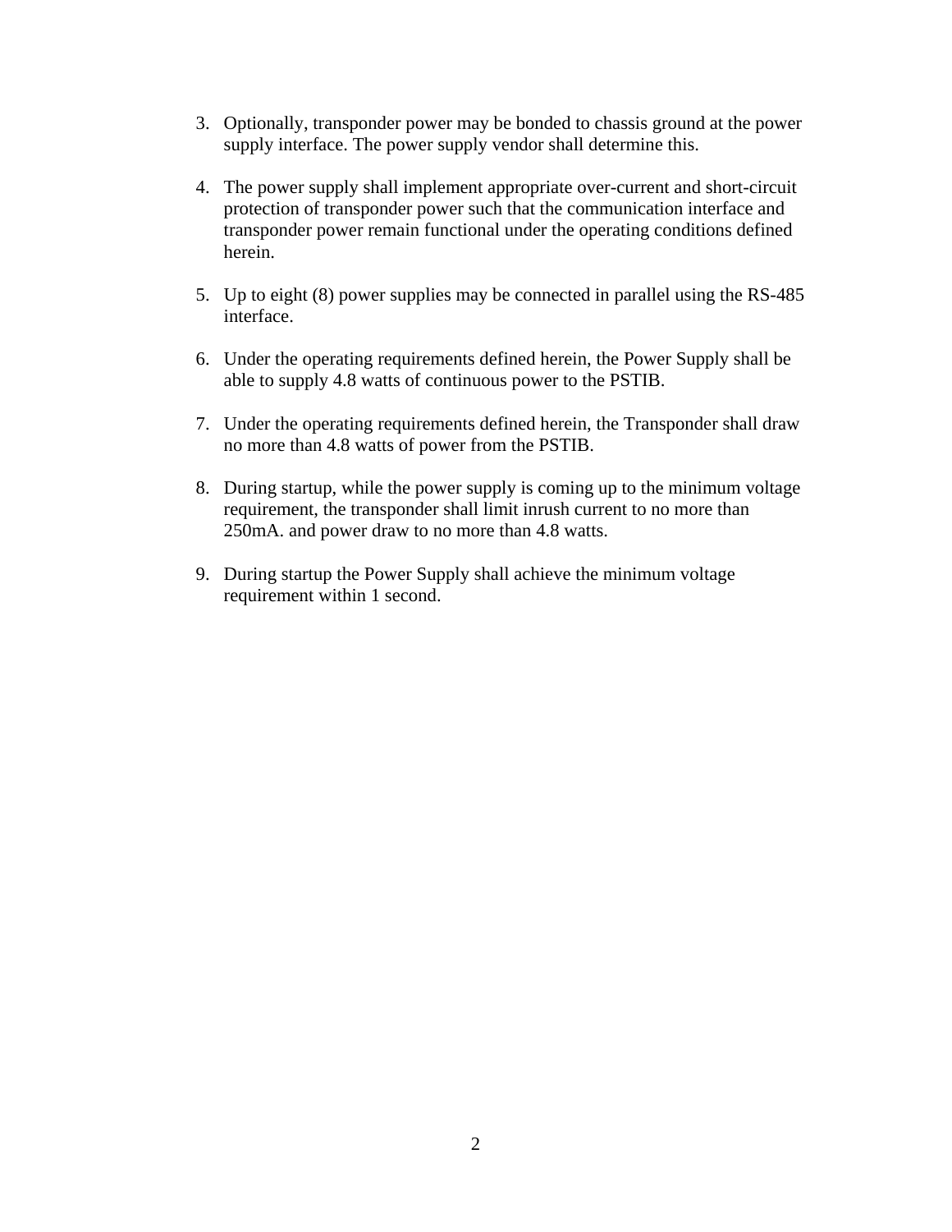3. Optionally, transponder power may be bonded to chassis ground at the power supply interface. The power supply vendor shall determine this.

4. The power supply shall implement appropriate over-current and short-circuit protection of transponder power such that the communication interface and transponder power remain functional under the operating conditions defined herein.

5. Up to eight (8) power supplies may be connected in parallel using the RS-485 interface.

6. Under the operating requirements defined herein, the Power Supply shall be able to supply 4.8 watts of continuous power to the PSTIB.

7. Under the operating requirements defined herein, the Transponder shall draw no more than 4.8 watts of power from the PSTIB.

8. During startup, while the power supply is coming up to the minimum voltage requirement, the transponder shall limit inrush current to no more than 250mA. and power draw to no more than 4.8 watts.

9. During startup the Power Supply shall achieve the minimum voltage requirement within 1 second.